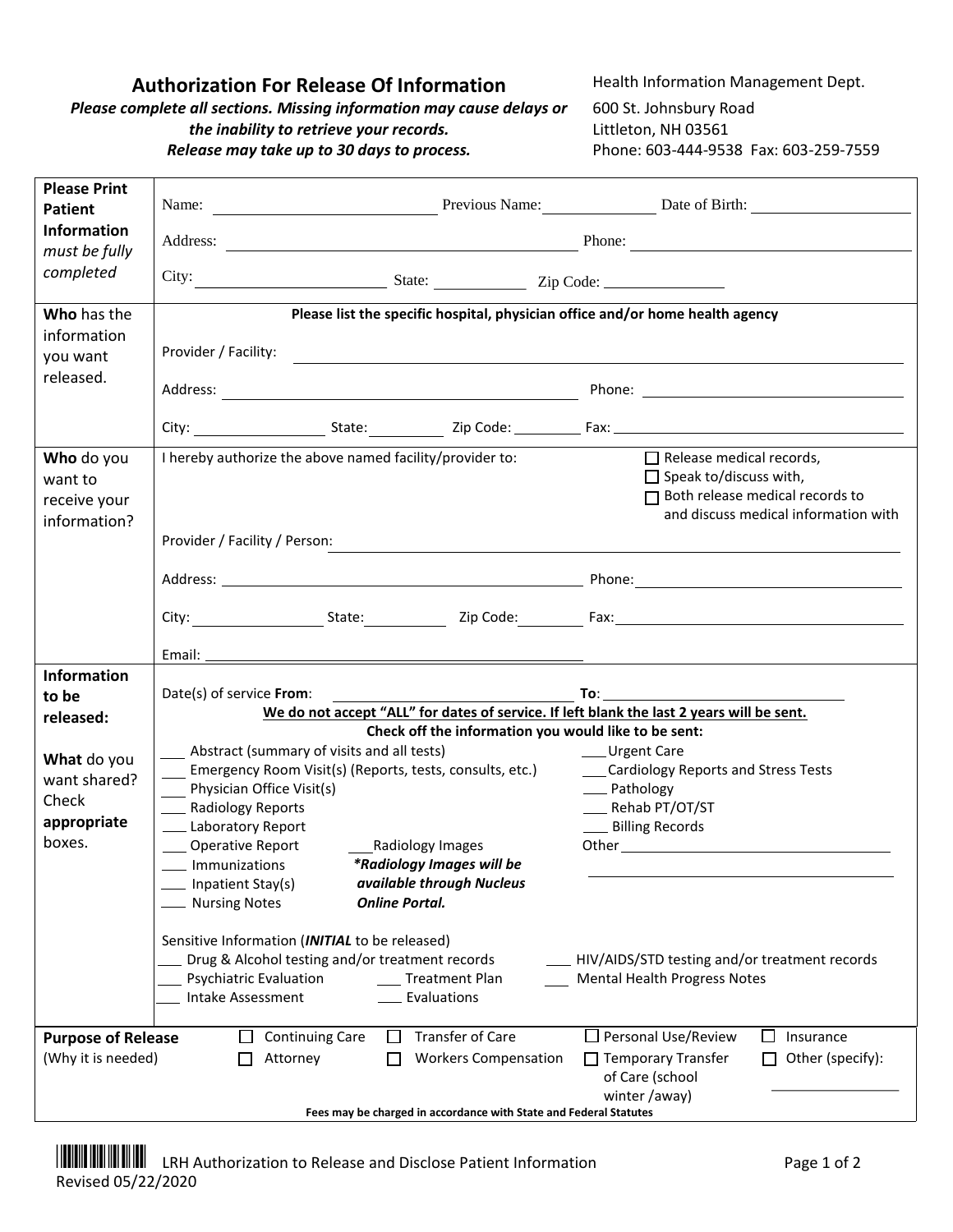# Authorization For Release Of Information

***Please complete all sections. Missing information may cause delays or the inability to retrieve your records.***
***Release may take up to 30 days to process.***

Health Information Management Dept.
600 St. Johnsbury Road
Littleton, NH 03561
Phone: 603-444-9538 Fax: 603-259-7559

---

**Please Print Patient Information** *must be fully completed*

Name: ____________ Previous Name: ____________ Date of Birth: ____________

Address: ____________ Phone: ____________

City: ____________ State: ____________ Zip Code: ____________

---

**Who** has the information you want released.

**Please list the specific hospital, physician office and/or home health agency**

Provider / Facility: ____________

Address: ____________ Phone: ____________

City: ____________ State: ____________ Zip Code: ____________ Fax: ____________

---

**Who** do you want to receive your information?

I hereby authorize the above named facility/provider to:

- ☐ Release medical records,
- ☐ Speak to/discuss with,
- ☐ Both release medical records to and discuss medical information with

Provider / Facility / Person: ____________

Address: ____________ Phone: ____________

City: ____________ State: ____________ Zip Code: ____________ Fax: ____________

Email: ____________

---

**Information to be released:**

**What** do you want shared? Check **appropriate** boxes.

Date(s) of service **From**: ____________ **To**: ____________

**We do not accept "ALL" for dates of service. If left blank the last 2 years will be sent.**

**Check off the information you would like to be sent:**

- ___ Abstract (summary of visits and all tests)
- ___ Emergency Room Visit(s) (Reports, tests, consults, etc.)
- ___ Physician Office Visit(s)
- ___ Radiology Reports
- ___ Laboratory Report
- ___ Operative Report
- ___ Immunizations
- ___ Inpatient Stay(s)
- ___ Nursing Notes
- ___ Radiology Images

***Radiology Images will be available through Nucleus Online Portal.**

- ___ Urgent Care
- ___ Cardiology Reports and Stress Tests
- ___ Pathology
- ___ Rehab PT/OT/ST
- ___ Billing Records
- Other ____________

Sensitive Information (***INITIAL*** to be released)

- ___ Drug & Alcohol testing and/or treatment records
- ___ Psychiatric Evaluation
- ___ Intake Assessment
- ___ Treatment Plan
- ___ Evaluations
- ___ HIV/AIDS/STD testing and/or treatment records
- ___ Mental Health Progress Notes

---

**Purpose of Release** (Why it is needed)

- ☐ Continuing Care
- ☐ Attorney
- ☐ Transfer of Care
- ☐ Workers Compensation
- ☐ Personal Use/Review
- ☐ Temporary Transfer of Care (school winter /away)
- ☐ Insurance
- ☐ Other (specify): ____________

**Fees may be charged in accordance with State and Federal Statutes**

LRH Authorization to Release and Disclose Patient Information
Revised 05/22/2020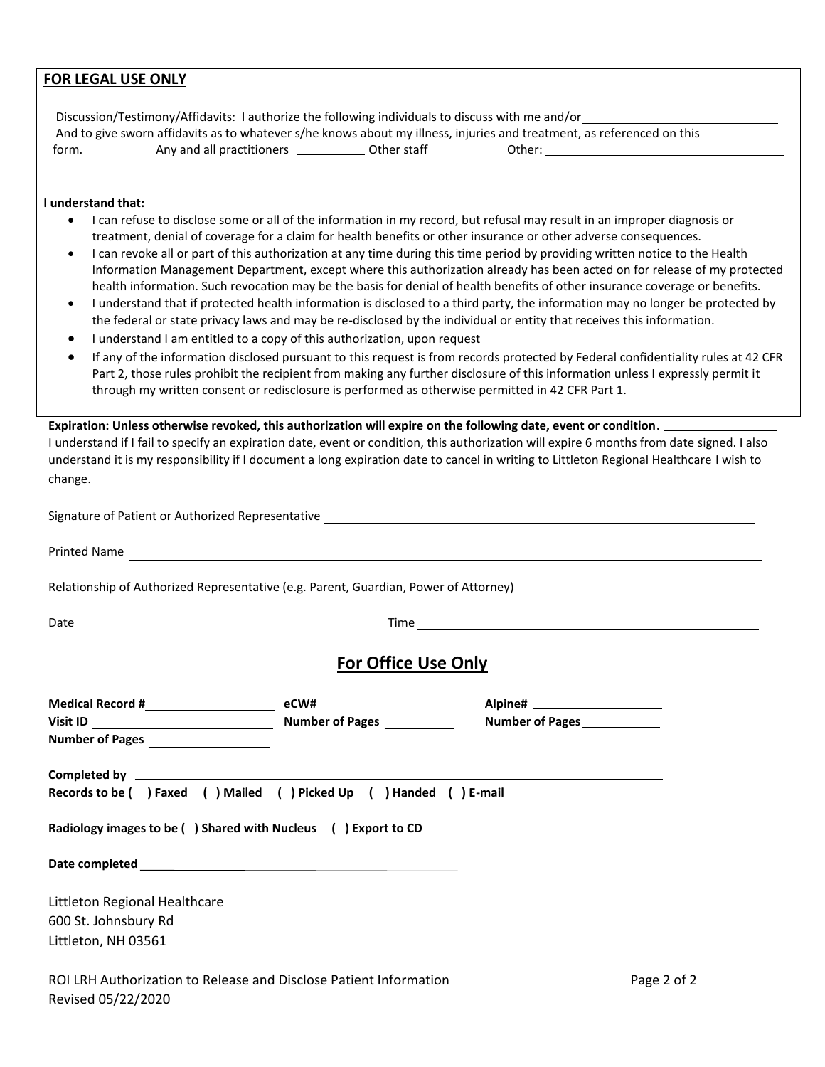**FOR LEGAL USE ONLY**

Discussion/Testimony/Affidavits: I authorize the following individuals to discuss with me and/or ____________________
And to give sworn affidavits as to whatever s/he knows about my illness, injuries and treatment, as referenced on this form. __________ Any and all practitioners __________ Other staff __________ Other: ____________________

**I understand that:**

- I can refuse to disclose some or all of the information in my record, but refusal may result in an improper diagnosis or treatment, denial of coverage for a claim for health benefits or other insurance or other adverse consequences.
- I can revoke all or part of this authorization at any time during this time period by providing written notice to the Health Information Management Department, except where this authorization already has been acted on for release of my protected health information. Such revocation may be the basis for denial of health benefits of other insurance coverage or benefits.
- I understand that if protected health information is disclosed to a third party, the information may no longer be protected by the federal or state privacy laws and may be re-disclosed by the individual or entity that receives this information.
- I understand I am entitled to a copy of this authorization, upon request
- If any of the information disclosed pursuant to this request is from records protected by Federal confidentiality rules at 42 CFR Part 2, those rules prohibit the recipient from making any further disclosure of this information unless I expressly permit it through my written consent or redisclosure is performed as otherwise permitted in 42 CFR Part 1.

**Expiration: Unless otherwise revoked, this authorization will expire on the following date, event or condition.** ____________
I understand if I fail to specify an expiration date, event or condition, this authorization will expire 6 months from date signed. I also understand it is my responsibility if I document a long expiration date to cancel in writing to Littleton Regional Healthcare I wish to change.

Signature of Patient or Authorized Representative ____________________

Printed Name ____________________

Relationship of Authorized Representative (e.g. Parent, Guardian, Power of Attorney) ____________________

Date ____________________ Time ____________________

## For Office Use Only

**Medical Record #** __________ **eCW#** __________ **Alpine#** __________
**Visit ID** __________ **Number of Pages** __________ **Number of Pages** __________
**Number of Pages** __________

**Completed by** ____________________
**Records to be ( ) Faxed ( ) Mailed ( ) Picked Up ( ) Handed ( ) E-mail**

**Radiology images to be ( ) Shared with Nucleus ( ) Export to CD**

**Date completed** ____________________

Littleton Regional Healthcare
600 St. Johnsbury Rd
Littleton, NH 03561

ROI LRH Authorization to Release and Disclose Patient Information
Revised 05/22/2020